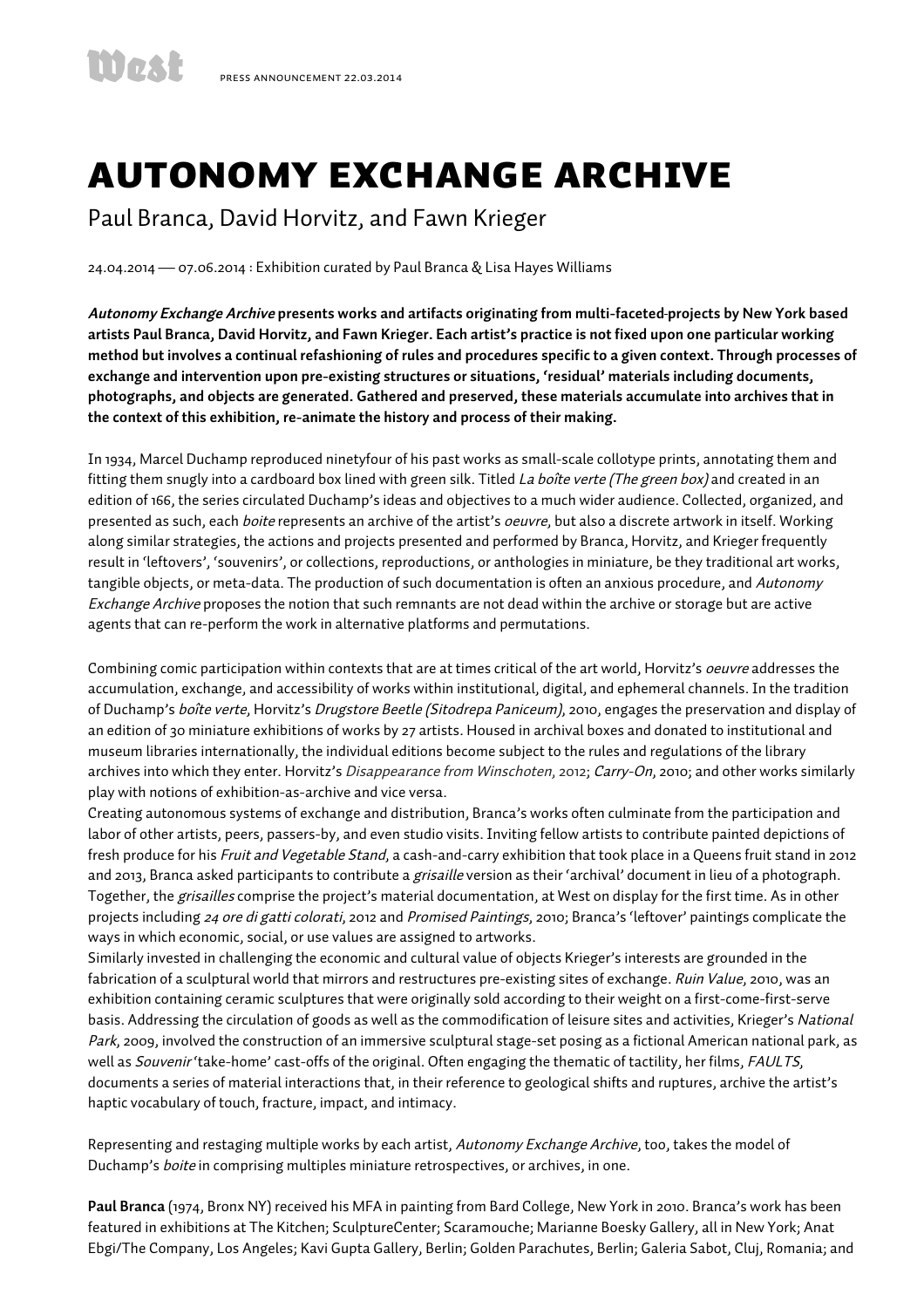West PRESS ANNOUNCEMENT 22.03.2014

# AUTONOMY EXCHANGE ARCHIVE

## Paul Branca, David Horvitz, and Fawn Krieger

24.04.2014 — 07.06.2014 : Exhibition curated by Paul Branca & Lisa Hayes Williams

***Autonomy Exchange Archive* presents works and artifacts originating from multi-faceted-projects by New York based artists Paul Branca, David Horvitz, and Fawn Krieger. Each artist's practice is not fixed upon one particular working method but involves a continual refashioning of rules and procedures specific to a given context. Through processes of exchange and intervention upon pre-existing structures or situations, 'residual' materials including documents, photographs, and objects are generated. Gathered and preserved, these materials accumulate into archives that in the context of this exhibition, re-animate the history and process of their making.**

In 1934, Marcel Duchamp reproduced ninetyfour of his past works as small-scale collotype prints, annotating them and fitting them snugly into a cardboard box lined with green silk. Titled *La boîte verte (The green box)* and created in an edition of 166, the series circulated Duchamp's ideas and objectives to a much wider audience. Collected, organized, and presented as such, each *boite* represents an archive of the artist's *oeuvre*, but also a discrete artwork in itself. Working along similar strategies, the actions and projects presented and performed by Branca, Horvitz, and Krieger frequently result in 'leftovers', 'souvenirs', or collections, reproductions, or anthologies in miniature, be they traditional art works, tangible objects, or meta-data. The production of such documentation is often an anxious procedure, and *Autonomy Exchange Archive* proposes the notion that such remnants are not dead within the archive or storage but are active agents that can re-perform the work in alternative platforms and permutations.

Combining comic participation within contexts that are at times critical of the art world, Horvitz's *oeuvre* addresses the accumulation, exchange, and accessibility of works within institutional, digital, and ephemeral channels. In the tradition of Duchamp's *boîte verte,* Horvitz's *Drugstore Beetle (Sitodrepa Paniceum)*, 2010, engages the preservation and display of an edition of 30 miniature exhibitions of works by 27 artists. Housed in archival boxes and donated to institutional and museum libraries internationally, the individual editions become subject to the rules and regulations of the library archives into which they enter. Horvitz's *Disappearance from Winschoten,* 2012; *Carry-On,* 2010; and other works similarly play with notions of exhibition-as-archive and vice versa.

Creating autonomous systems of exchange and distribution, Branca's works often culminate from the participation and labor of other artists, peers, passers-by, and even studio visits. Inviting fellow artists to contribute painted depictions of fresh produce for his *Fruit and Vegetable Stand,* a cash-and-carry exhibition that took place in a Queens fruit stand in 2012 and 2013, Branca asked participants to contribute a *grisaille* version as their 'archival' document in lieu of a photograph. Together, the *grisailles* comprise the project's material documentation, at West on display for the first time. As in other projects including *24 ore di gatti colorati,* 2012 and *Promised Paintings,* 2010; Branca's 'leftover' paintings complicate the ways in which economic, social, or use values are assigned to artworks.

Similarly invested in challenging the economic and cultural value of objects Krieger's interests are grounded in the fabrication of a sculptural world that mirrors and restructures pre-existing sites of exchange. *Ruin Value,* 2010, was an exhibition containing ceramic sculptures that were originally sold according to their weight on a first-come-first-serve basis. Addressing the circulation of goods as well as the commodification of leisure sites and activities, Krieger's *National Park,* 2009, involved the construction of an immersive sculptural stage-set posing as a fictional American national park, as well as *Souvenir* 'take-home' cast-offs of the original. Often engaging the thematic of tactility, her films, *FAULTS,* documents a series of material interactions that, in their reference to geological shifts and ruptures, archive the artist's haptic vocabulary of touch, fracture, impact, and intimacy.

Representing and restaging multiple works by each artist, *Autonomy Exchange Archive,* too, takes the model of Duchamp's *boite* in comprising multiples miniature retrospectives, or archives, in one.

**Paul Branca** (1974, Bronx NY) received his MFA in painting from Bard College, New York in 2010. Branca's work has been featured in exhibitions at The Kitchen; SculptureCenter; Scaramouche; Marianne Boesky Gallery, all in New York; Anat Ebgi/The Company, Los Angeles; Kavi Gupta Gallery, Berlin; Golden Parachutes, Berlin; Galeria Sabot, Cluj, Romania; and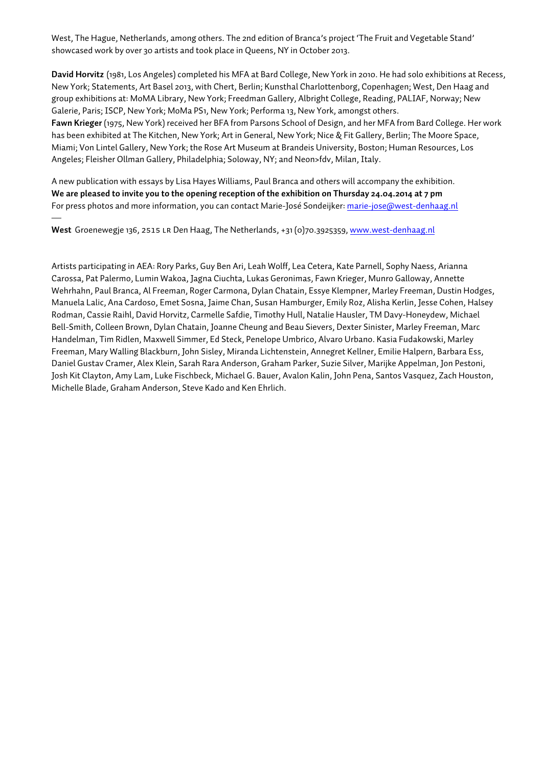West, The Hague, Netherlands, among others. The 2nd edition of Branca's project 'The Fruit and Vegetable Stand' showcased work by over 30 artists and took place in Queens, NY in October 2013.

**David Horvitz** (1981, Los Angeles) completed his MFA at Bard College, New York in 2010. He had solo exhibitions at Recess, New York; Statements, Art Basel 2013, with Chert, Berlin; Kunsthal Charlottenborg, Copenhagen; West, Den Haag and group exhibitions at: MoMA Library, New York; Freedman Gallery, Albright College, Reading, PALIAF, Norway; New Galerie, Paris; ISCP, New York; MoMa PS1, New York; Performa 13, New York, amongst others.
**Fawn Krieger** (1975, New York) received her BFA from Parsons School of Design, and her MFA from Bard College. Her work has been exhibited at The Kitchen, New York; Art in General, New York; Nice & Fit Gallery, Berlin; The Moore Space, Miami; Von Lintel Gallery, New York; the Rose Art Museum at Brandeis University, Boston; Human Resources, Los Angeles; Fleisher Ollman Gallery, Philadelphia; Soloway, NY; and Neon>fdv, Milan, Italy.

A new publication with essays by Lisa Hayes Williams, Paul Branca and others will accompany the exhibition.
**We are pleased to invite you to the opening reception of the exhibition on Thursday 24.04.2014 at 7 pm**
For press photos and more information, you can contact Marie-José Sondeijker: marie-jose@west-denhaag.nl

—
**West** Groenewegje 136, 2515 LR Den Haag, The Netherlands, +31 (0)70.3925359, www.west-denhaag.nl

Artists participating in AEA: Rory Parks, Guy Ben Ari, Leah Wolff, Lea Cetera, Kate Parnell, Sophy Naess, Arianna Carossa, Pat Palermo, Lumin Wakoa, Jagna Ciuchta, Lukas Geronimas, Fawn Krieger, Munro Galloway, Annette Wehrhahn, Paul Branca, Al Freeman, Roger Carmona, Dylan Chatain, Essye Klempner, Marley Freeman, Dustin Hodges, Manuela Lalic, Ana Cardoso, Emet Sosna, Jaime Chan, Susan Hamburger, Emily Roz, Alisha Kerlin, Jesse Cohen, Halsey Rodman, Cassie Raihl, David Horvitz, Carmelle Safdie, Timothy Hull, Natalie Hausler, TM Davy-Honeydew, Michael Bell-Smith, Colleen Brown, Dylan Chatain, Joanne Cheung and Beau Sievers, Dexter Sinister, Marley Freeman, Marc Handelman, Tim Ridlen, Maxwell Simmer, Ed Steck, Penelope Umbrico, Alvaro Urbano. Kasia Fudakowski, Marley Freeman, Mary Walling Blackburn, John Sisley, Miranda Lichtenstein, Annegret Kellner, Emilie Halpern, Barbara Ess, Daniel Gustav Cramer, Alex Klein, Sarah Rara Anderson, Graham Parker, Suzie Silver, Marijke Appelman, Jon Pestoni, Josh Kit Clayton, Amy Lam, Luke Fischbeck, Michael G. Bauer, Avalon Kalin, John Pena, Santos Vasquez, Zach Houston, Michelle Blade, Graham Anderson, Steve Kado and Ken Ehrlich.